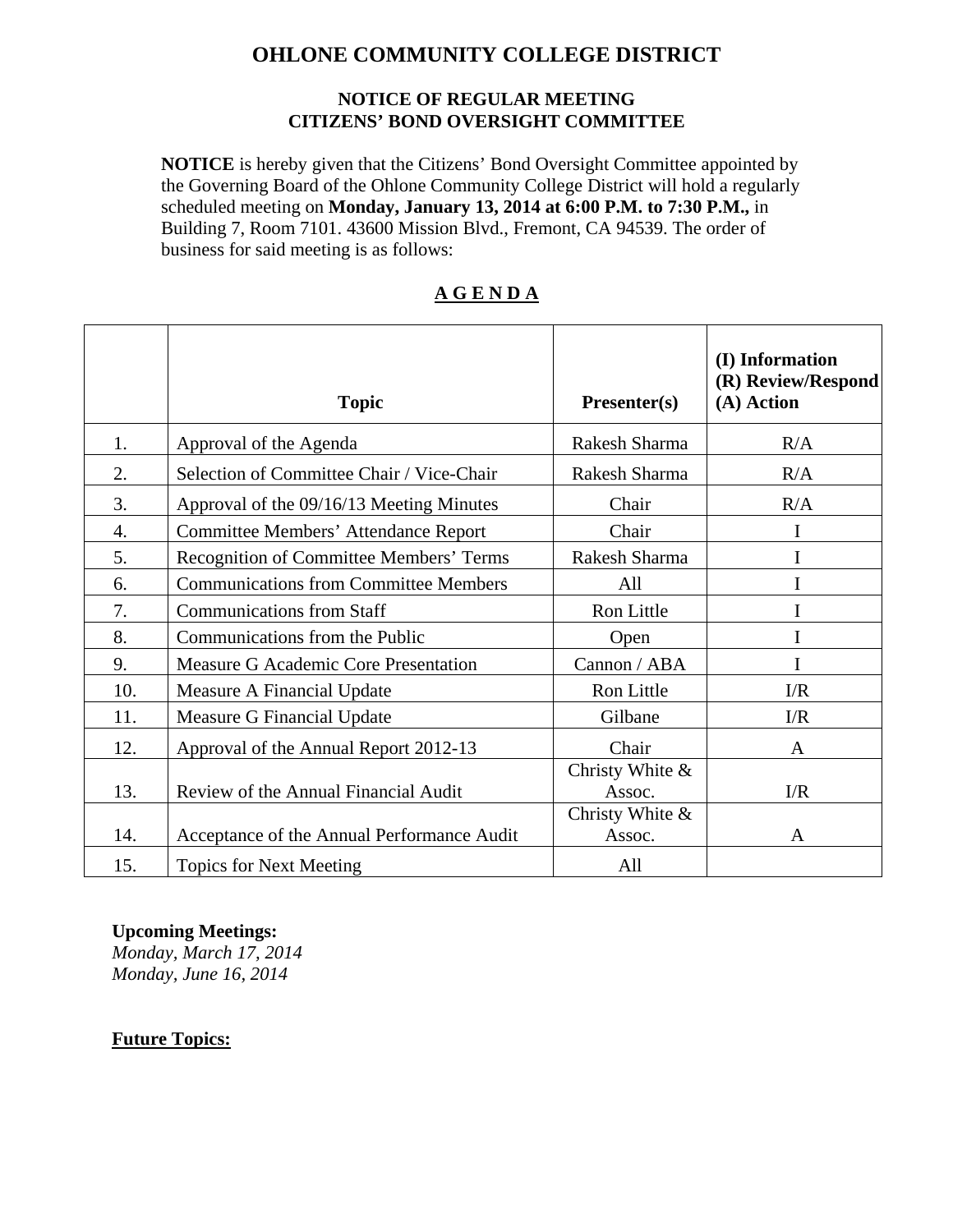# OHLONE COMMUNITY COLLEGE DISTRICT

## NOTICE OF REGULAR MEETING
## CITIZENS' BOND OVERSIGHT COMMITTEE

**NOTICE** is hereby given that the Citizens' Bond Oversight Committee appointed by the Governing Board of the Ohlone Community College District will hold a regularly scheduled meeting on **Monday, January 13, 2014 at 6:00 P.M. to 7:30 P.M.,** in Building 7, Room 7101. 43600 Mission Blvd., Fremont, CA 94539. The order of business for said meeting is as follows:

**A G E N D A**

| | **Topic** | **Presenter(s)** | **(I) Information (R) Review/Respond (A) Action** |
|---|---|---|---|
| 1. | Approval of the Agenda | Rakesh Sharma | R/A |
| 2. | Selection of Committee Chair / Vice-Chair | Rakesh Sharma | R/A |
| 3. | Approval of the 09/16/13 Meeting Minutes | Chair | R/A |
| 4. | Committee Members' Attendance Report | Chair | I |
| 5. | Recognition of Committee Members' Terms | Rakesh Sharma | I |
| 6. | Communications from Committee Members | All | I |
| 7. | Communications from Staff | Ron Little | I |
| 8. | Communications from the Public | Open | I |
| 9. | Measure G Academic Core Presentation | Cannon / ABA | I |
| 10. | Measure A Financial Update | Ron Little | I/R |
| 11. | Measure G Financial Update | Gilbane | I/R |
| 12. | Approval of the Annual Report 2012-13 | Chair | A |
| 13. | Review of the Annual Financial Audit | Christy White & Assoc. | I/R |
| 14. | Acceptance of the Annual Performance Audit | Christy White & Assoc. | A |
| 15. | Topics for Next Meeting | All | |

**Upcoming Meetings:**
*Monday, March 17, 2014*
*Monday, June 16, 2014*

**Future Topics:**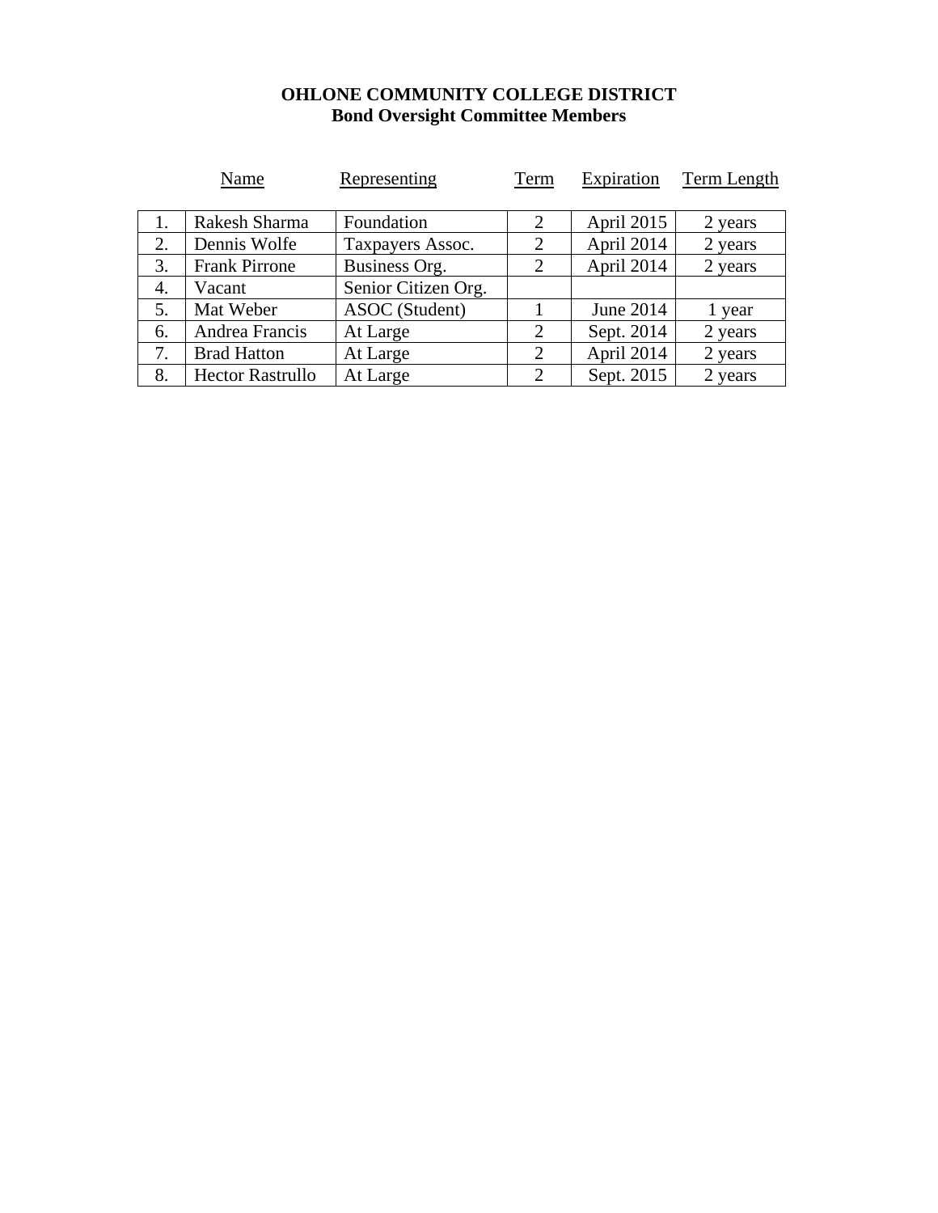**OHLONE COMMUNITY COLLEGE DISTRICT**
**Bond Oversight Committee Members**

| | Name | Representing | Term | Expiration | Term Length |
|---|---|---|---|---|---|
| 1. | Rakesh Sharma | Foundation | 2 | April 2015 | 2 years |
| 2. | Dennis Wolfe | Taxpayers Assoc. | 2 | April 2014 | 2 years |
| 3. | Frank Pirrone | Business Org. | 2 | April 2014 | 2 years |
| 4. | Vacant | Senior Citizen Org. | | | |
| 5. | Mat Weber | ASOC (Student) | 1 | June 2014 | 1 year |
| 6. | Andrea Francis | At Large | 2 | Sept. 2014 | 2 years |
| 7. | Brad Hatton | At Large | 2 | April 2014 | 2 years |
| 8. | Hector Rastrullo | At Large | 2 | Sept. 2015 | 2 years |